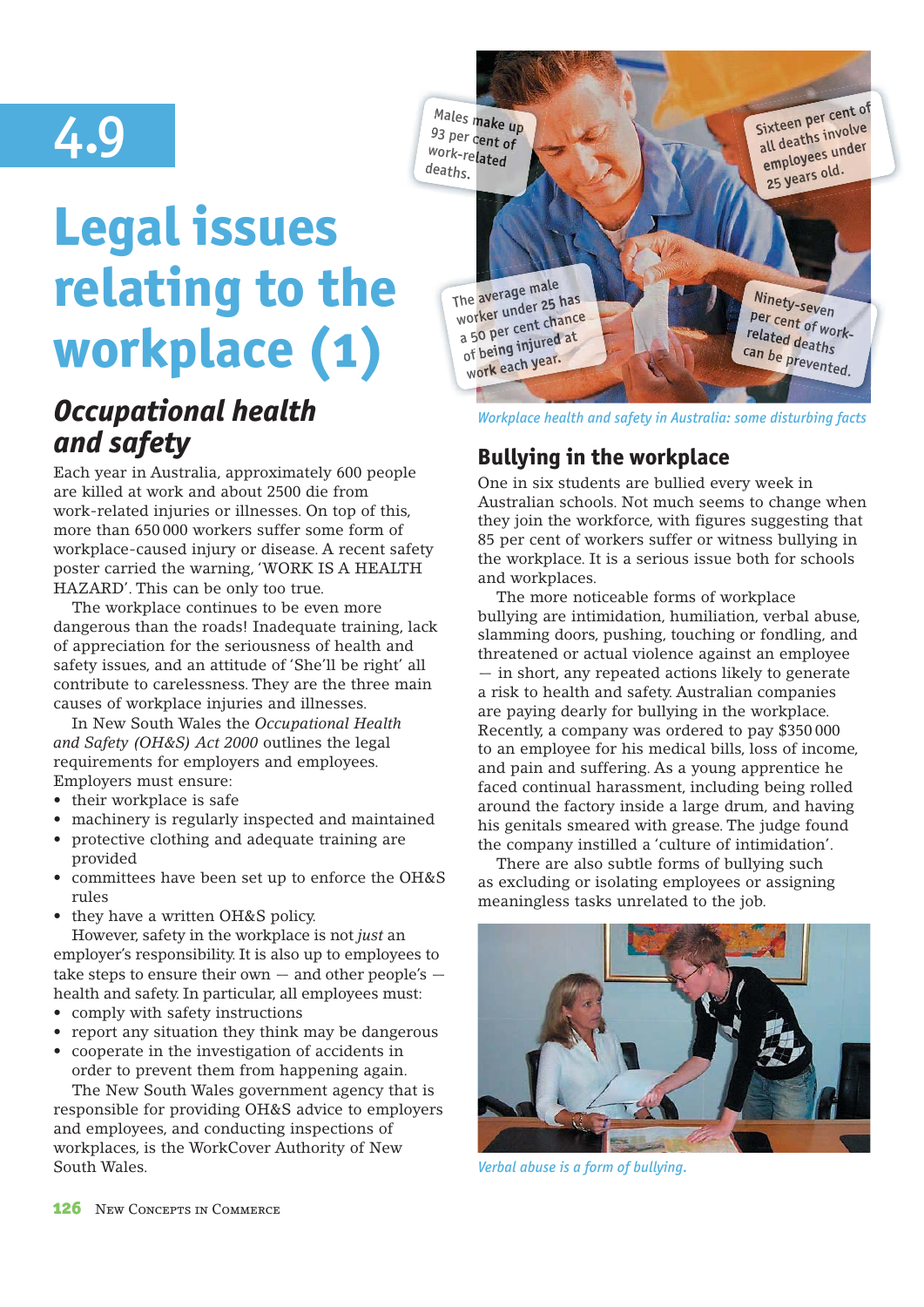# 4.9

# Legal issues relating to the workplace (1)

## *Occupational health and safety*

Each year in Australia, approximately 600 people are killed at work and about 2500 die from work-related injuries or illnesses. On top of this, more than 650 000 workers suffer some form of workplace-caused injury or disease. A recent safety poster carried the warning, 'WORK IS A HEALTH HAZARD'. This can be only too true.

The workplace continues to be even more dangerous than the roads! Inadequate training, lack of appreciation for the seriousness of health and safety issues, and an attitude of 'She'll be right' all contribute to carelessness. They are the three main causes of workplace injuries and illnesses.

In New South Wales the *Occupational Health and Safety (OH&S) Act 2000* outlines the legal requirements for employers and employees. Employers must ensure:

- their workplace is safe
- machinery is regularly inspected and maintained
- protective clothing and adequate training are provided
- committees have been set up to enforce the OH&S rules
- they have a written OH&S policy.

However, safety in the workplace is not *just* an employer's responsibility. It is also up to employees to take steps to ensure their own — and other people's — health and safety. In particular, all employees must:

- comply with safety instructions
- report any situation they think may be dangerous
- cooperate in the investigation of accidents in order to prevent them from happening again.

The New South Wales government agency that is responsible for providing OH&S advice to employers and employees, and conducting inspections of workplaces, is the WorkCover Authority of New South Wales.

Males make up 93 per cent of work-related deaths.

Sixteen per cent of all deaths involve employees under 25 years old.

The average male worker under 25 has a 50 per cent chance of being injured at work each year.

Ninety-seven per cent of work-related deaths can be prevented.

*Workplace health and safety in Australia: some disturbing facts*

## Bullying in the workplace

One in six students are bullied every week in Australian schools. Not much seems to change when they join the workforce, with figures suggesting that 85 per cent of workers suffer or witness bullying in the workplace. It is a serious issue both for schools and workplaces.

The more noticeable forms of workplace bullying are intimidation, humiliation, verbal abuse, slamming doors, pushing, touching or fondling, and threatened or actual violence against an employee — in short, any repeated actions likely to generate a risk to health and safety. Australian companies are paying dearly for bullying in the workplace. Recently, a company was ordered to pay $350 000 to an employee for his medical bills, loss of income, and pain and suffering. As a young apprentice he faced continual harassment, including being rolled around the factory inside a large drum, and having his genitals smeared with grease. The judge found the company instilled a 'culture of intimidation'.

There are also subtle forms of bullying such as excluding or isolating employees or assigning meaningless tasks unrelated to the job.

*Verbal abuse is a form of bullying.*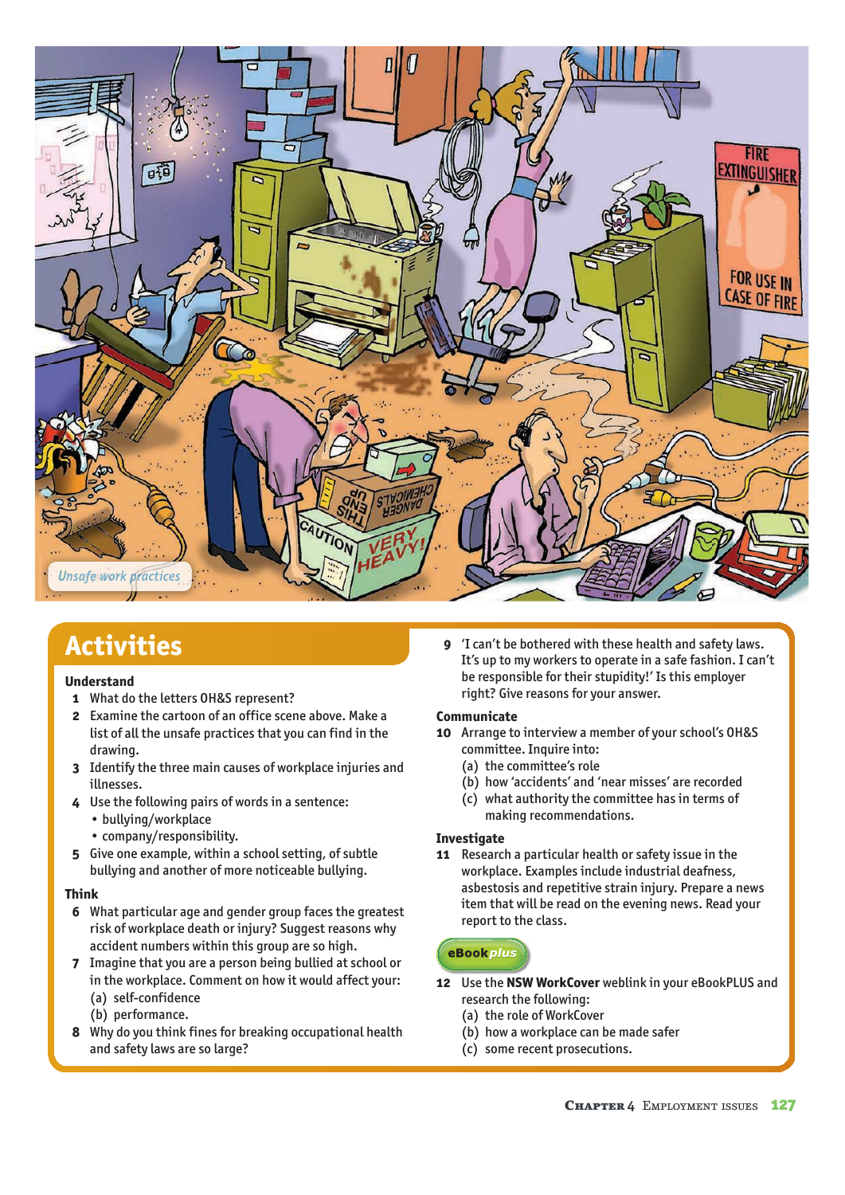Unsafe work practices

## Activities

### Understand

1. What do the letters OH&S represent?
2. Examine the cartoon of an office scene above. Make a list of all the unsafe practices that you can find in the drawing.
3. Identify the three main causes of workplace injuries and illnesses.
4. Use the following pairs of words in a sentence:
   - bullying/workplace
   - company/responsibility.
5. Give one example, within a school setting, of subtle bullying and another of more noticeable bullying.

### Think

6. What particular age and gender group faces the greatest risk of workplace death or injury? Suggest reasons why accident numbers within this group are so high.
7. Imagine that you are a person being bullied at school or in the workplace. Comment on how it would affect your:
   (a) self-confidence
   (b) performance.
8. Why do you think fines for breaking occupational health and safety laws are so large?
9. 'I can't be bothered with these health and safety laws. It's up to my workers to operate in a safe fashion. I can't be responsible for their stupidity!' Is this employer right? Give reasons for your answer.

### Communicate

10. Arrange to interview a member of your school's OH&S committee. Inquire into:
    (a) the committee's role
    (b) how 'accidents' and 'near misses' are recorded
    (c) what authority the committee has in terms of making recommendations.

### Investigate

11. Research a particular health or safety issue in the workplace. Examples include industrial deafness, asbestosis and repetitive strain injury. Prepare a news item that will be read on the evening news. Read your report to the class.

eBook*plus*

12. Use the **NSW WorkCover** weblink in your eBookPLUS and research the following:
    (a) the role of WorkCover
    (b) how a workplace can be made safer
    (c) some recent prosecutions.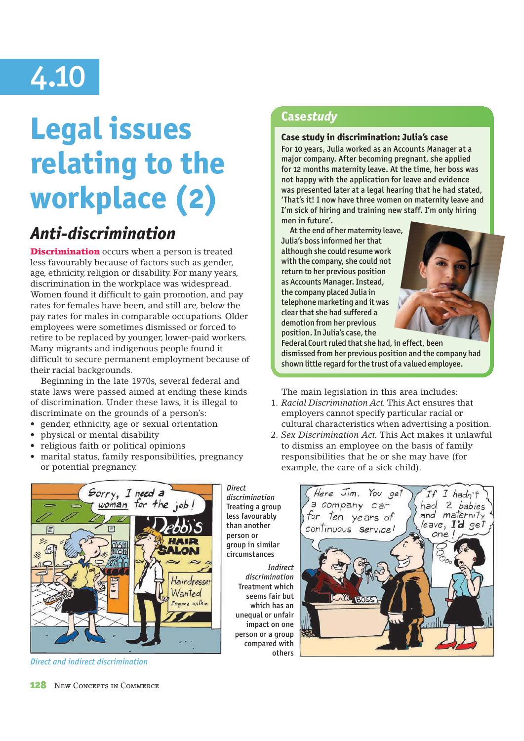# 4.10

# Legal issues relating to the workplace (2)

## Anti-discrimination

**Discrimination** occurs when a person is treated less favourably because of factors such as gender, age, ethnicity, religion or disability. For many years, discrimination in the workplace was widespread. Women found it difficult to gain promotion, and pay rates for females have been, and still are, below the pay rates for males in comparable occupations. Older employees were sometimes dismissed or forced to retire to be replaced by younger, lower-paid workers. Many migrants and indigenous people found it difficult to secure permanent employment because of their racial backgrounds.

Beginning in the late 1970s, several federal and state laws were passed aimed at ending these kinds of discrimination. Under these laws, it is illegal to discriminate on the grounds of a person's:

- gender, ethnicity, age or sexual orientation
- physical or mental disability
- religious faith or political opinions
- marital status, family responsibilities, pregnancy or potential pregnancy.

### Casestudy

**Case study in discrimination: Julia's case**

For 10 years, Julia worked as an Accounts Manager at a major company. After becoming pregnant, she applied for 12 months maternity leave. At the time, her boss was not happy with the application for leave and evidence was presented later at a legal hearing that he had stated, 'That's it! I now have three women on maternity leave and I'm sick of hiring and training new staff. I'm only hiring men in future'.

At the end of her maternity leave, Julia's boss informed her that although she could resume work with the company, she could not return to her previous position as Accounts Manager. Instead, the company placed Julia in telephone marketing and it was clear that she had suffered a demotion from her previous position. In Julia's case, the Federal Court ruled that she had, in effect, been dismissed from her previous position and the company had shown little regard for the trust of a valued employee.

The main legislation in this area includes:

1. *Racial Discrimination Act.* This Act ensures that employers cannot specify particular racial or cultural characteristics when advertising a position.
2. *Sex Discrimination Act.* This Act makes it unlawful to dismiss an employee on the basis of family responsibilities that he or she may have (for example, the care of a sick child).

*Direct discrimination*
Treating a group less favourably than another person or group in similar circumstances

*Indirect discrimination*
Treatment which seems fair but which has an unequal or unfair impact on one person or a group compared with others

*Direct and indirect discrimination*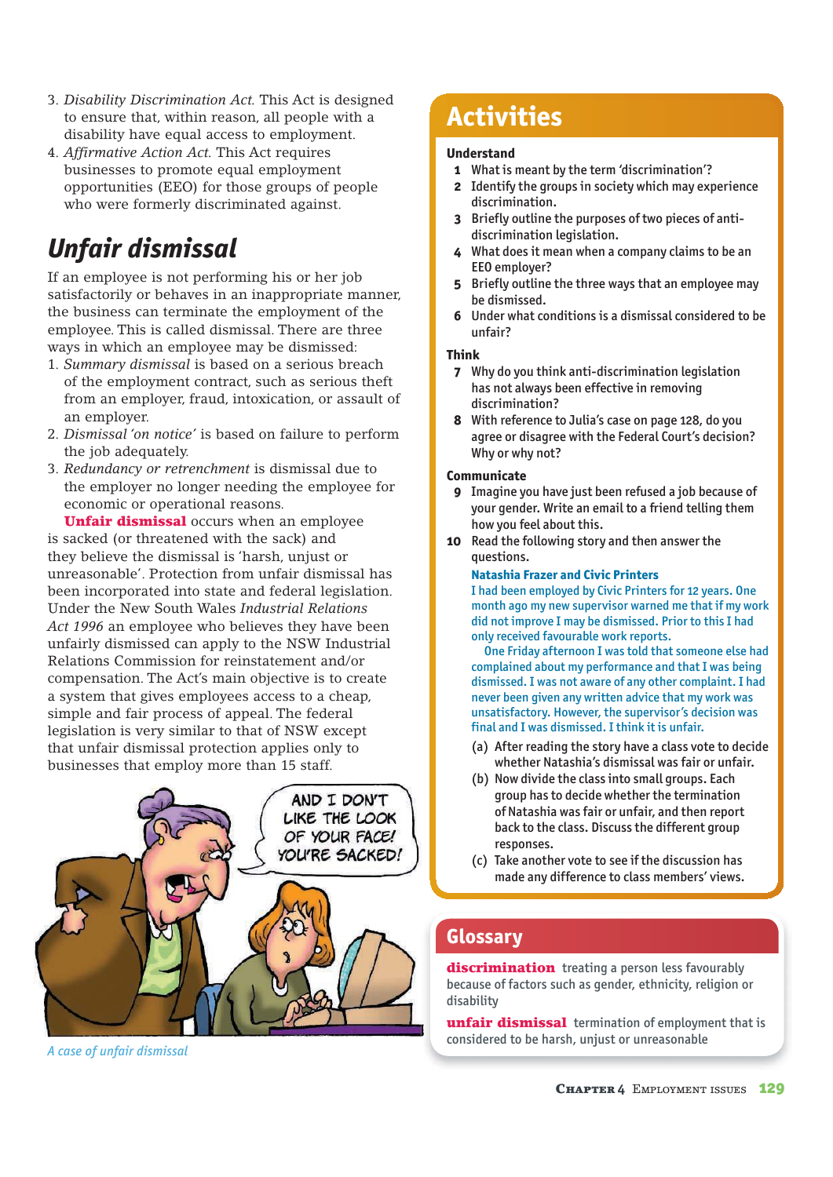3. *Disability Discrimination Act.* This Act is designed to ensure that, within reason, all people with a disability have equal access to employment.
4. *Affirmative Action Act.* This Act requires businesses to promote equal employment opportunities (EEO) for those groups of people who were formerly discriminated against.

## *Unfair dismissal*

If an employee is not performing his or her job satisfactorily or behaves in an inappropriate manner, the business can terminate the employment of the employee. This is called dismissal. There are three ways in which an employee may be dismissed:

1. *Summary dismissal* is based on a serious breach of the employment contract, such as serious theft from an employer, fraud, intoxication, or assault of an employer.
2. *Dismissal 'on notice'* is based on failure to perform the job adequately.
3. *Redundancy or retrenchment* is dismissal due to the employer no longer needing the employee for economic or operational reasons.

**Unfair dismissal** occurs when an employee is sacked (or threatened with the sack) and they believe the dismissal is 'harsh, unjust or unreasonable'. Protection from unfair dismissal has been incorporated into state and federal legislation. Under the New South Wales *Industrial Relations Act 1996* an employee who believes they have been unfairly dismissed can apply to the NSW Industrial Relations Commission for reinstatement and/or compensation. The Act's main objective is to create a system that gives employees access to a cheap, simple and fair process of appeal. The federal legislation is very similar to that of NSW except that unfair dismissal protection applies only to businesses that employ more than 15 staff.

*A case of unfair dismissal*

## Activities

### Understand

1. What is meant by the term 'discrimination'?
2. Identify the groups in society which may experience discrimination.
3. Briefly outline the purposes of two pieces of anti-discrimination legislation.
4. What does it mean when a company claims to be an EEO employer?
5. Briefly outline the three ways that an employee may be dismissed.
6. Under what conditions is a dismissal considered to be unfair?

### Think

7. Why do you think anti-discrimination legislation has not always been effective in removing discrimination?
8. With reference to Julia's case on page 128, do you agree or disagree with the Federal Court's decision? Why or why not?

### Communicate

9. Imagine you have just been refused a job because of your gender. Write an email to a friend telling them how you feel about this.
10. Read the following story and then answer the questions.

**Natashia Frazer and Civic Printers**

I had been employed by Civic Printers for 12 years. One month ago my new supervisor warned me that if my work did not improve I may be dismissed. Prior to this I had only received favourable work reports.

One Friday afternoon I was told that someone else had complained about my performance and that I was being dismissed. I was not aware of any other complaint. I had never been given any written advice that my work was unsatisfactory. However, the supervisor's decision was final and I was dismissed. I think it is unfair.

(a) After reading the story have a class vote to decide whether Natashia's dismissal was fair or unfair.
(b) Now divide the class into small groups. Each group has to decide whether the termination of Natashia was fair or unfair, and then report back to the class. Discuss the different group responses.
(c) Take another vote to see if the discussion has made any difference to class members' views.

## Glossary

**discrimination** treating a person less favourably because of factors such as gender, ethnicity, religion or disability

**unfair dismissal** termination of employment that is considered to be harsh, unjust or unreasonable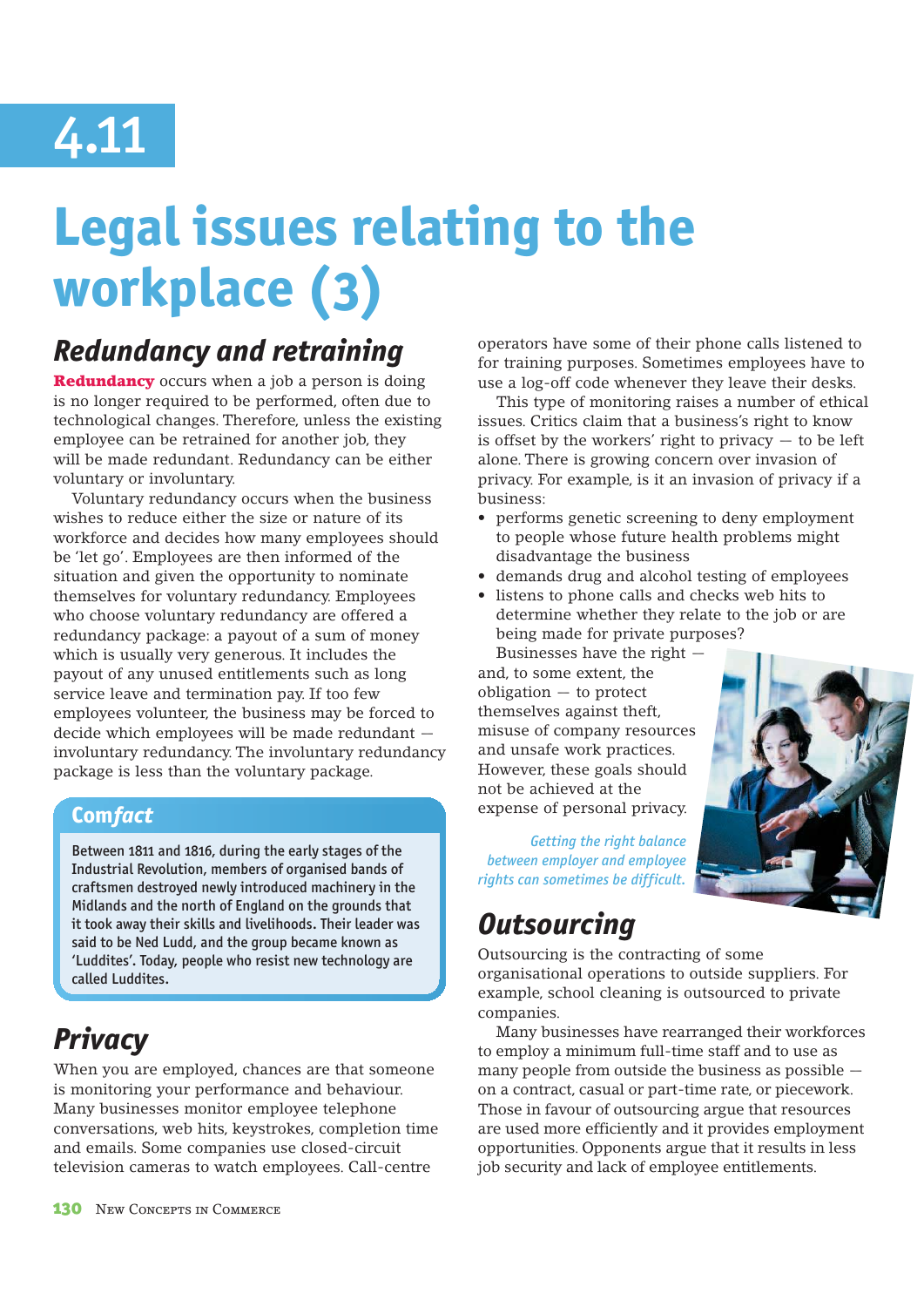# 4.11

# Legal issues relating to the workplace (3)

## *Redundancy and retraining*

**Redundancy** occurs when a job a person is doing is no longer required to be performed, often due to technological changes. Therefore, unless the existing employee can be retrained for another job, they will be made redundant. Redundancy can be either voluntary or involuntary.

Voluntary redundancy occurs when the business wishes to reduce either the size or nature of its workforce and decides how many employees should be 'let go'. Employees are then informed of the situation and given the opportunity to nominate themselves for voluntary redundancy. Employees who choose voluntary redundancy are offered a redundancy package: a payout of a sum of money which is usually very generous. It includes the payout of any unused entitlements such as long service leave and termination pay. If too few employees volunteer, the business may be forced to decide which employees will be made redundant — involuntary redundancy. The involuntary redundancy package is less than the voluntary package.

### Com*fact*

Between 1811 and 1816, during the early stages of the Industrial Revolution, members of organised bands of craftsmen destroyed newly introduced machinery in the Midlands and the north of England on the grounds that it took away their skills and livelihoods. Their leader was said to be Ned Ludd, and the group became known as 'Luddites'. Today, people who resist new technology are called Luddites.

## *Privacy*

When you are employed, chances are that someone is monitoring your performance and behaviour. Many businesses monitor employee telephone conversations, web hits, keystrokes, completion time and emails. Some companies use closed-circuit television cameras to watch employees. Call-centre operators have some of their phone calls listened to for training purposes. Sometimes employees have to use a log-off code whenever they leave their desks.

This type of monitoring raises a number of ethical issues. Critics claim that a business's right to know is offset by the workers' right to privacy — to be left alone. There is growing concern over invasion of privacy. For example, is it an invasion of privacy if a business:

- performs genetic screening to deny employment to people whose future health problems might disadvantage the business
- demands drug and alcohol testing of employees
- listens to phone calls and checks web hits to determine whether they relate to the job or are being made for private purposes?

Businesses have the right — and, to some extent, the obligation — to protect themselves against theft, misuse of company resources and unsafe work practices. However, these goals should not be achieved at the expense of personal privacy.

*Getting the right balance between employer and employee rights can sometimes be difficult.*

## *Outsourcing*

Outsourcing is the contracting of some organisational operations to outside suppliers. For example, school cleaning is outsourced to private companies.

Many businesses have rearranged their workforces to employ a minimum full-time staff and to use as many people from outside the business as possible — on a contract, casual or part-time rate, or piecework. Those in favour of outsourcing argue that resources are used more efficiently and it provides employment opportunities. Opponents argue that it results in less job security and lack of employee entitlements.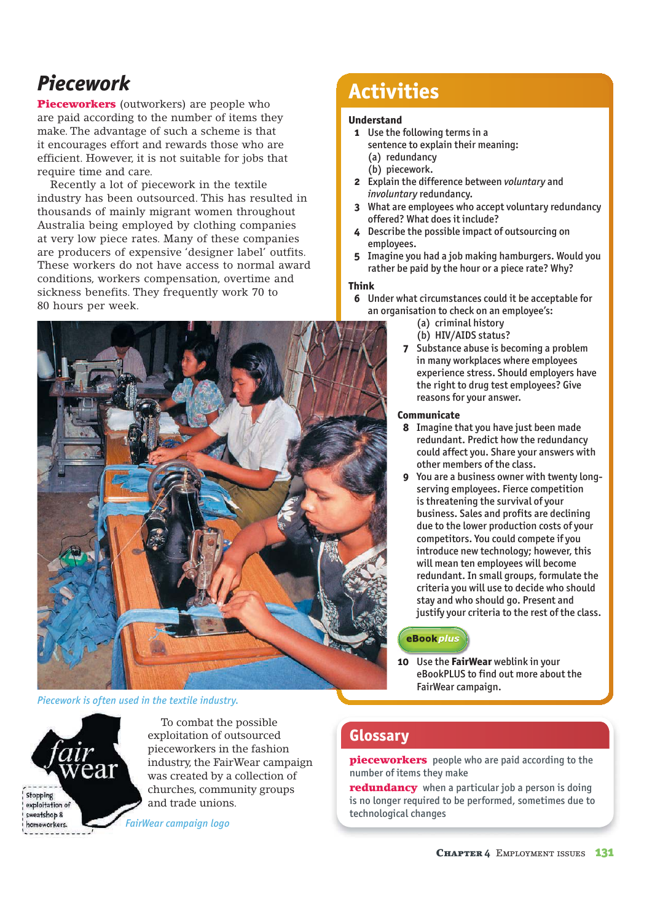## Piecework

**Pieceworkers** (outworkers) are people who are paid according to the number of items they make. The advantage of such a scheme is that it encourages effort and rewards those who are efficient. However, it is not suitable for jobs that require time and care.

Recently a lot of piecework in the textile industry has been outsourced. This has resulted in thousands of mainly migrant women throughout Australia being employed by clothing companies at very low piece rates. Many of these companies are producers of expensive 'designer label' outfits. These workers do not have access to normal award conditions, workers compensation, overtime and sickness benefits. They frequently work 70 to 80 hours per week.

*Piecework is often used in the textile industry.*

To combat the possible exploitation of outsourced pieceworkers in the fashion industry, the FairWear campaign was created by a collection of churches, community groups and trade unions.

fair wear

Stopping exploitation of sweatshop & homeworkers.

*FairWear campaign logo*

## Activities

### Understand

1. Use the following terms in a sentence to explain their meaning:
   (a) redundancy
   (b) piecework.
2. Explain the difference between *voluntary* and *involuntary* redundancy.
3. What are employees who accept voluntary redundancy offered? What does it include?
4. Describe the possible impact of outsourcing on employees.
5. Imagine you had a job making hamburgers. Would you rather be paid by the hour or a piece rate? Why?

### Think

6. Under what circumstances could it be acceptable for an organisation to check on an employee's:
   (a) criminal history
   (b) HIV/AIDS status?
7. Substance abuse is becoming a problem in many workplaces where employees experience stress. Should employers have the right to drug test employees? Give reasons for your answer.

### Communicate

8. Imagine that you have just been made redundant. Predict how the redundancy could affect you. Share your answers with other members of the class.
9. You are a business owner with twenty long-serving employees. Fierce competition is threatening the survival of your business. Sales and profits are declining due to the lower production costs of your competitors. You could compete if you introduce new technology; however, this will mean ten employees will become redundant. In small groups, formulate the criteria you will use to decide who should stay and who should go. Present and justify your criteria to the rest of the class.

eBook*plus*

10. Use the **FairWear** weblink in your eBookPLUS to find out more about the FairWear campaign.

## Glossary

**pieceworkers** people who are paid according to the number of items they make

**redundancy** when a particular job a person is doing is no longer required to be performed, sometimes due to technological changes